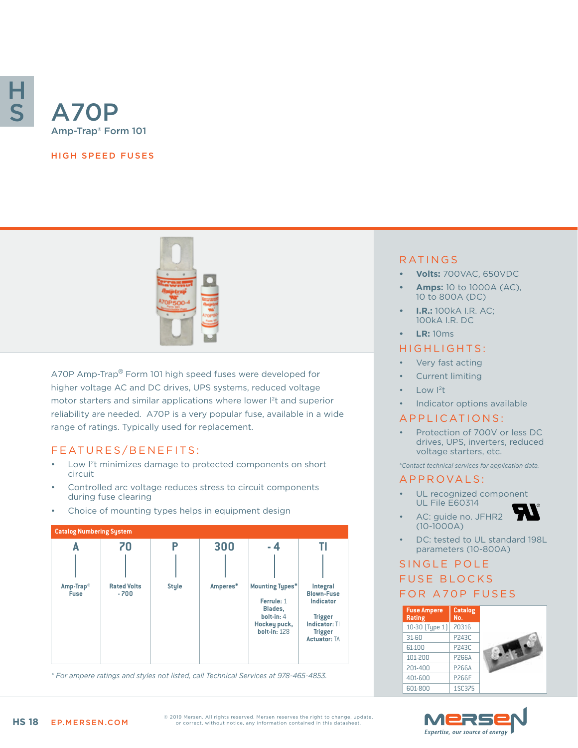# A70P

Amp-Trap® Form 101

## HIGH SPEED FUSES

A70P Amp-Trap® Form 101 high speed fuses were developed for higher voltage AC and DC drives, UPS systems, reduced voltage motor starters and similar applications where lower $I^2t$ and superior reliability are needed. A70P is a very popular fuse, available in a wide range of ratings. Typically used for replacement.

## FEATURES/BENEFITS:

- Low $I^2t$ minimizes damage to protected components on short circuit
- Controlled arc voltage reduces stress to circuit components during fuse clearing
- Choice of mounting types helps in equipment design

**Catalog Numbering System**

| A | 70 | P | 300 | - 4 | TI |
|---|---|---|---|---|---|
| Amp-Trap® Fuse | Rated Volts - 700 | Style | Amperes* | Mounting Types* <br> Ferrule: 1 <br> Blades, bolt-in: 4 <br> Hockey puck, bolt-in: 128 | Integral Blown-Fuse Indicator <br> Trigger Indicator: TI <br> Trigger Actuator: TA |

*\* For ampere ratings and styles not listed, call Technical Services at 978-465-4853.*

## RATINGS

- **Volts:** 700VAC, 650VDC
- **Amps:** 10 to 1000A (AC), 10 to 800A (DC)
- **I.R.:** 100kA I.R. AC; 100kA I.R. DC
- **LR:** 10ms

## HIGHLIGHTS:

- Very fast acting
- Current limiting
- Low $I^2t$
- Indicator options available

## APPLICATIONS:

- Protection of 700V or less DC drives, UPS, inverters, reduced voltage starters, etc.

*\*Contact technical services for application data.*

## APPROVALS:

- UL recognized component UL File E60314
- AC: guide no. JFHR2 (10-1000A)
- DC: tested to UL standard 198L parameters (10-800A)

## SINGLE POLE FUSE BLOCKS FOR A70P FUSES

| Fuse Ampere Rating | Catalog No. |
|---|---|
| 10-30 (Type 1) | 70316 |
| 31-60 | P243C |
| 61-100 | P243C |
| 101-200 | P266A |
| 201-400 | P266A |
| 401-600 | P266F |
| 601-800 | 1SC375 |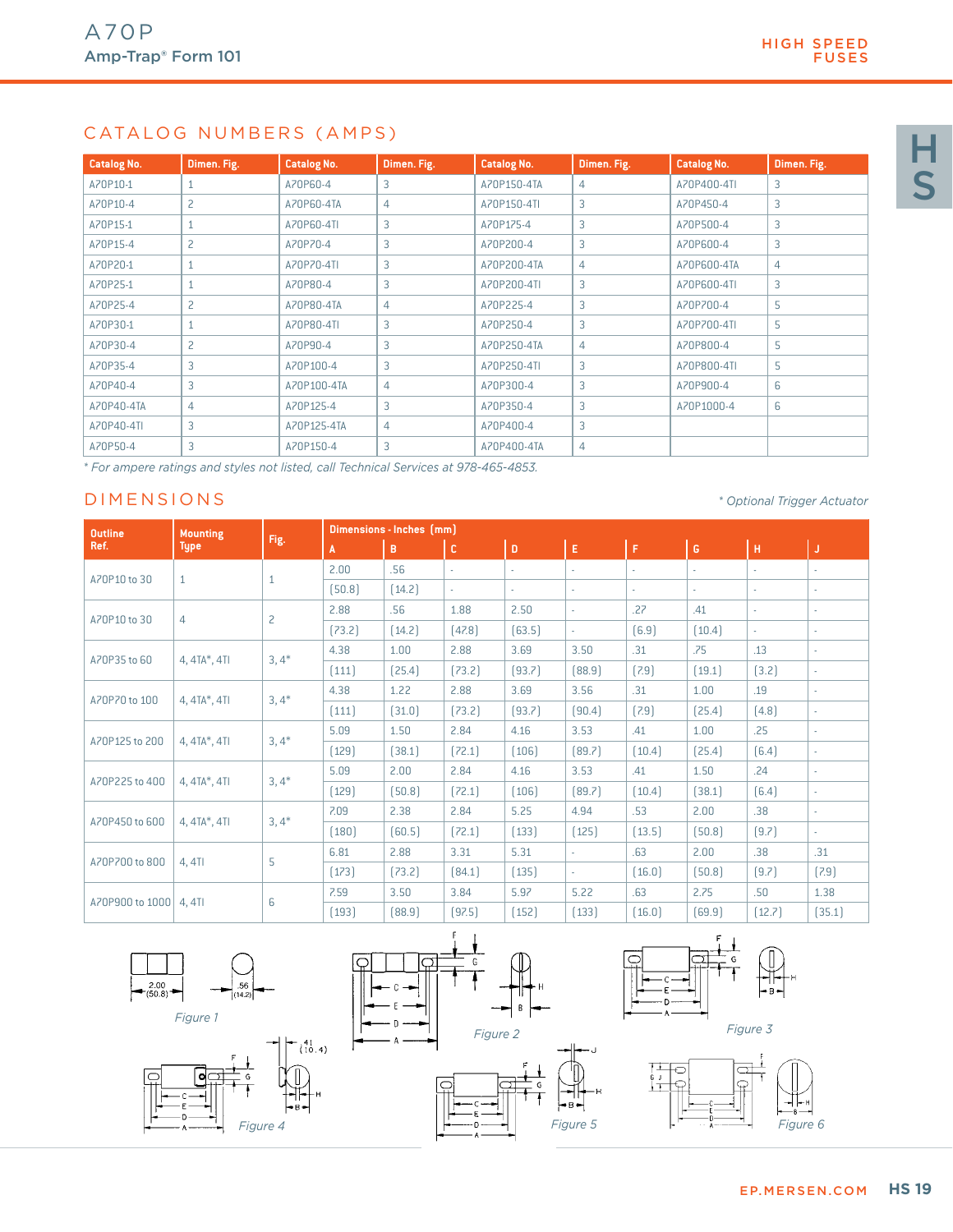# A70P
## Amp-Trap® Form 101

HIGH SPEED FUSES

## CATALOG NUMBERS (AMPS)

| Catalog No. | Dimen. Fig. | Catalog No. | Dimen. Fig. | Catalog No. | Dimen. Fig. | Catalog No. | Dimen. Fig. |
|---|---|---|---|---|---|---|---|
| A70P10-1 | 1 | A70P60-4 | 3 | A70P150-4TA | 4 | A70P400-4TI | 3 |
| A70P10-4 | 2 | A70P60-4TA | 4 | A70P150-4TI | 3 | A70P450-4 | 3 |
| A70P15-1 | 1 | A70P60-4TI | 3 | A70P175-4 | 3 | A70P500-4 | 3 |
| A70P15-4 | 2 | A70P70-4 | 3 | A70P200-4 | 3 | A70P600-4 | 3 |
| A70P20-1 | 1 | A70P70-4TI | 3 | A70P200-4TA | 4 | A70P600-4TA | 4 |
| A70P25-1 | 1 | A70P80-4 | 3 | A70P200-4TI | 3 | A70P600-4TI | 3 |
| A70P25-4 | 2 | A70P80-4TA | 4 | A70P225-4 | 3 | A70P700-4 | 5 |
| A70P30-1 | 1 | A70P80-4TI | 3 | A70P250-4 | 3 | A70P700-4TI | 5 |
| A70P30-4 | 2 | A70P90-4 | 3 | A70P250-4TA | 4 | A70P800-4 | 5 |
| A70P35-4 | 3 | A70P100-4 | 3 | A70P250-4TI | 3 | A70P800-4TI | 5 |
| A70P40-4 | 3 | A70P100-4TA | 4 | A70P300-4 | 3 | A70P900-4 | 6 |
| A70P40-4TA | 4 | A70P125-4 | 3 | A70P350-4 | 3 | A70P1000-4 | 6 |
| A70P40-4TI | 3 | A70P125-4TA | 4 | A70P400-4 | 3 | | |
| A70P50-4 | 3 | A70P150-4 | 3 | A70P400-4TA | 4 | | |

*\* For ampere ratings and styles not listed, call Technical Services at 978-465-4853.*

## DIMENSIONS

*\* Optional Trigger Actuator*

| Outline Ref. | Mounting Type | Fig. | Dimensions - Inches (mm) | | | | | | | | |
|---|---|---|---|---|---|---|---|---|---|---|---|
| | | | A | B | C | D | E | F | G | H | J |
| A70P10 to 30 | 1 | 1 | 2.00 | .56 | - | - | - | - | - | - | - |
| | | | (50.8) | (14.2) | - | - | - | - | - | - | - |
| A70P10 to 30 | 4 | 2 | 2.88 | .56 | 1.88 | 2.50 | - | .27 | .41 | - | - |
| | | | (73.2) | (14.2) | (47.8) | (63.5) | - | (6.9) | (10.4) | - | - |
| A70P35 to 60 | 4, 4TA*, 4TI | 3, 4* | 4.38 | 1.00 | 2.88 | 3.69 | 3.50 | .31 | .75 | .13 | - |
| | | | (111) | (25.4) | (73.2) | (93.7) | (88.9) | (7.9) | (19.1) | (3.2) | - |
| A70P70 to 100 | 4, 4TA*, 4TI | 3, 4* | 4.38 | 1.22 | 2.88 | 3.69 | 3.56 | .31 | 1.00 | .19 | - |
| | | | (111) | (31.0) | (73.2) | (93.7) | (90.4) | (7.9) | (25.4) | (4.8) | - |
| A70P125 to 200 | 4, 4TA*, 4TI | 3, 4* | 5.09 | 1.50 | 2.84 | 4.16 | 3.53 | .41 | 1.00 | .25 | - |
| | | | (129) | (38.1) | (72.1) | (106) | (89.7) | (10.4) | (25.4) | (6.4) | - |
| A70P225 to 400 | 4, 4TA*, 4TI | 3, 4* | 5.09 | 2.00 | 2.84 | 4.16 | 3.53 | .41 | 1.50 | .24 | - |
| | | | (129) | (50.8) | (72.1) | (106) | (89.7) | (10.4) | (38.1) | (6.4) | - |
| A70P450 to 600 | 4, 4TA*, 4TI | 3, 4* | 7.09 | 2.38 | 2.84 | 5.25 | 4.94 | .53 | 2.00 | .38 | - |
| | | | (180) | (60.5) | (72.1) | (133) | (125) | (13.5) | (50.8) | (9.7) | - |
| A70P700 to 800 | 4, 4TI | 5 | 6.81 | 2.88 | 3.31 | 5.31 | - | .63 | 2.00 | .38 | .31 |
| | | | (173) | (73.2) | (84.1) | (135) | - | (16.0) | (50.8) | (9.7) | (7.9) |
| A70P900 to 1000 | 4, 4TI | 6 | 7.59 | 3.50 | 3.84 | 5.97 | 5.22 | .63 | 2.75 | .50 | 1.38 |
| | | | (193) | (88.9) | (97.5) | (152) | (133) | (16.0) | (69.9) | (12.7) | (35.1) |

2.00 (50.8)
.56 (14.2)

Figure 1

Figure 2

Figure 3

.41 (10.4)

Figure 4

Figure 5

Figure 6

EP.MERSEN.COM